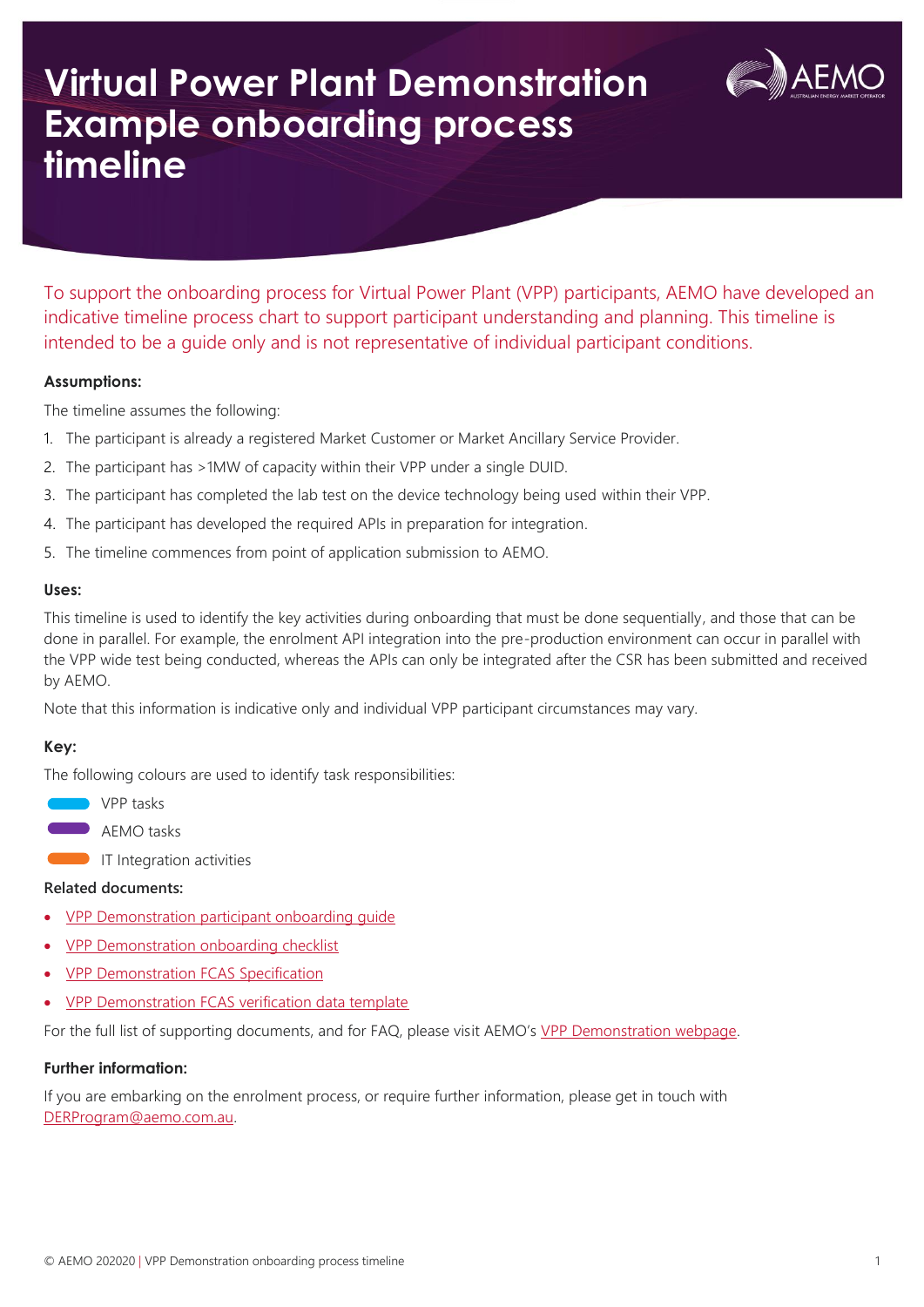# Virtual Power Plant Demonstration Example onboarding process timeline

To support the onboarding process for Virtual Power Plant (VPP) participants, AEMO have developed an indicative timeline process chart to support participant understanding and planning. This timeline is intended to be a guide only and is not representative of individual participant conditions.

**Assumptions:**

The timeline assumes the following:

1. The participant is already a registered Market Customer or Market Ancillary Service Provider.
2. The participant has >1MW of capacity within their VPP under a single DUID.
3. The participant has completed the lab test on the device technology being used within their VPP.
4. The participant has developed the required APIs in preparation for integration.
5. The timeline commences from point of application submission to AEMO.

**Uses:**

This timeline is used to identify the key activities during onboarding that must be done sequentially, and those that can be done in parallel. For example, the enrolment API integration into the pre-production environment can occur in parallel with the VPP wide test being conducted, whereas the APIs can only be integrated after the CSR has been submitted and received by AEMO.

Note that this information is indicative only and individual VPP participant circumstances may vary.

**Key:**

The following colours are used to identify task responsibilities:

- VPP tasks
- AEMO tasks
- IT Integration activities

**Related documents:**

- VPP Demonstration participant onboarding guide
- VPP Demonstration onboarding checklist
- VPP Demonstration FCAS Specification
- VPP Demonstration FCAS verification data template

For the full list of supporting documents, and for FAQ, please visit AEMO's VPP Demonstration webpage.

**Further information:**

If you are embarking on the enrolment process, or require further information, please get in touch with DERProgram@aemo.com.au.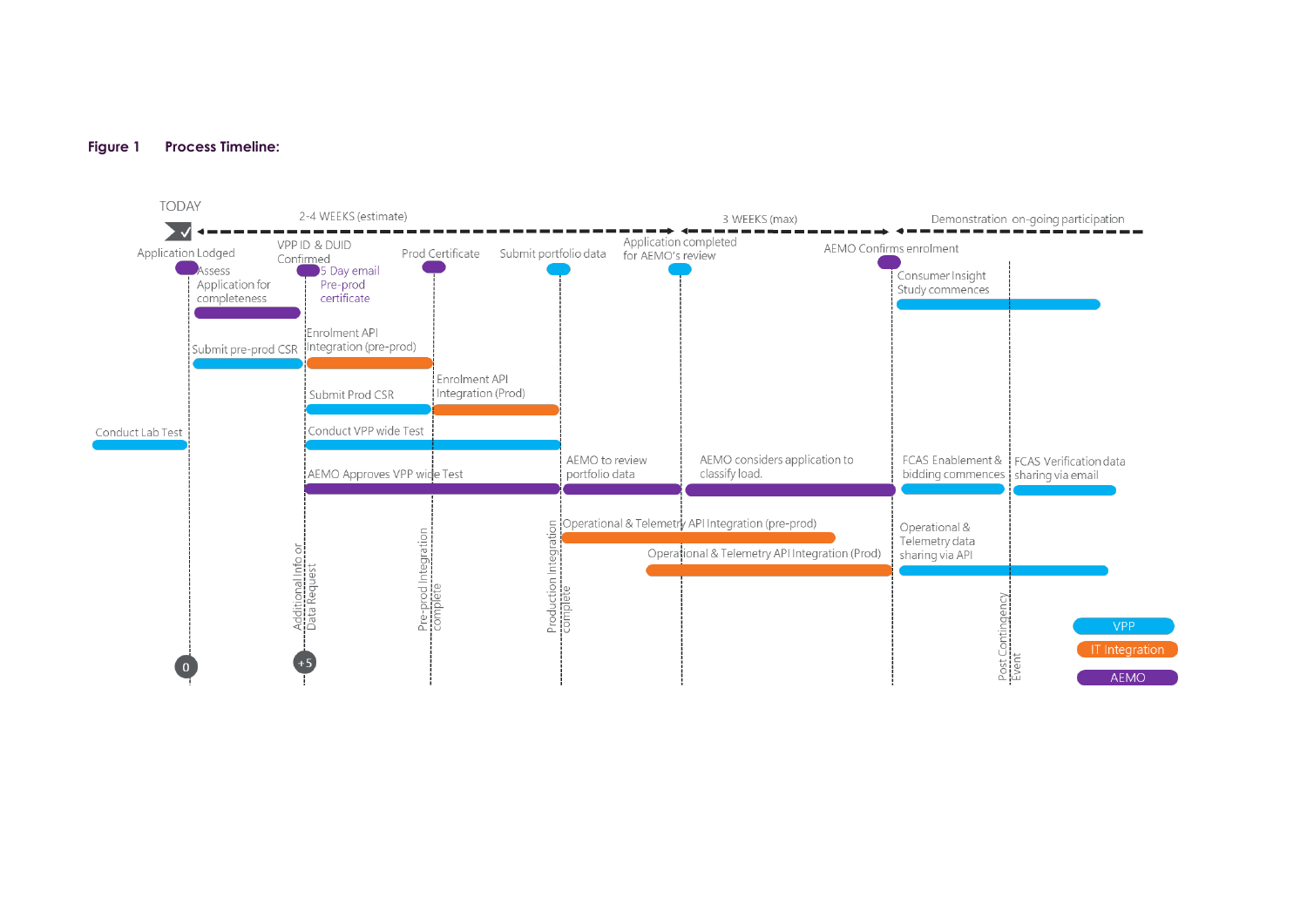**Figure 1 Process Timeline:**

TODAY

2-4 WEEKS (estimate)

3 WEEKS (max)

Demonstration on-going participation

Application Lodged

VPP ID & DUID Confirmed

Prod Certificate

Submit portfolio data

Application completed for AEMO's review

AEMO Confirms enrolment

Assess Application for completeness

5 Day email Pre-prod certificate

Consumer Insight Study commences

Submit pre-prod CSR

Enrolment API Integration (pre-prod)

Enrolment API Integration (Prod)

Submit Prod CSR

Conduct Lab Test

Conduct VPP wide Test

AEMO to review portfolio data

AEMO considers application to classify load.

FCAS Enablement & bidding commences

FCAS Verification data sharing via email

AEMO Approves VPP wide Test

Operational & Telemetry API Integration (pre-prod)

Operational & Telemetry API Integration (Prod)

Operational & Telemetry data sharing via API

Additional Info or Data Request

Pre-prod Integration complete

Production Integration complete

Post Contingency Event

0

+5

VPP

IT Integration

AEMO